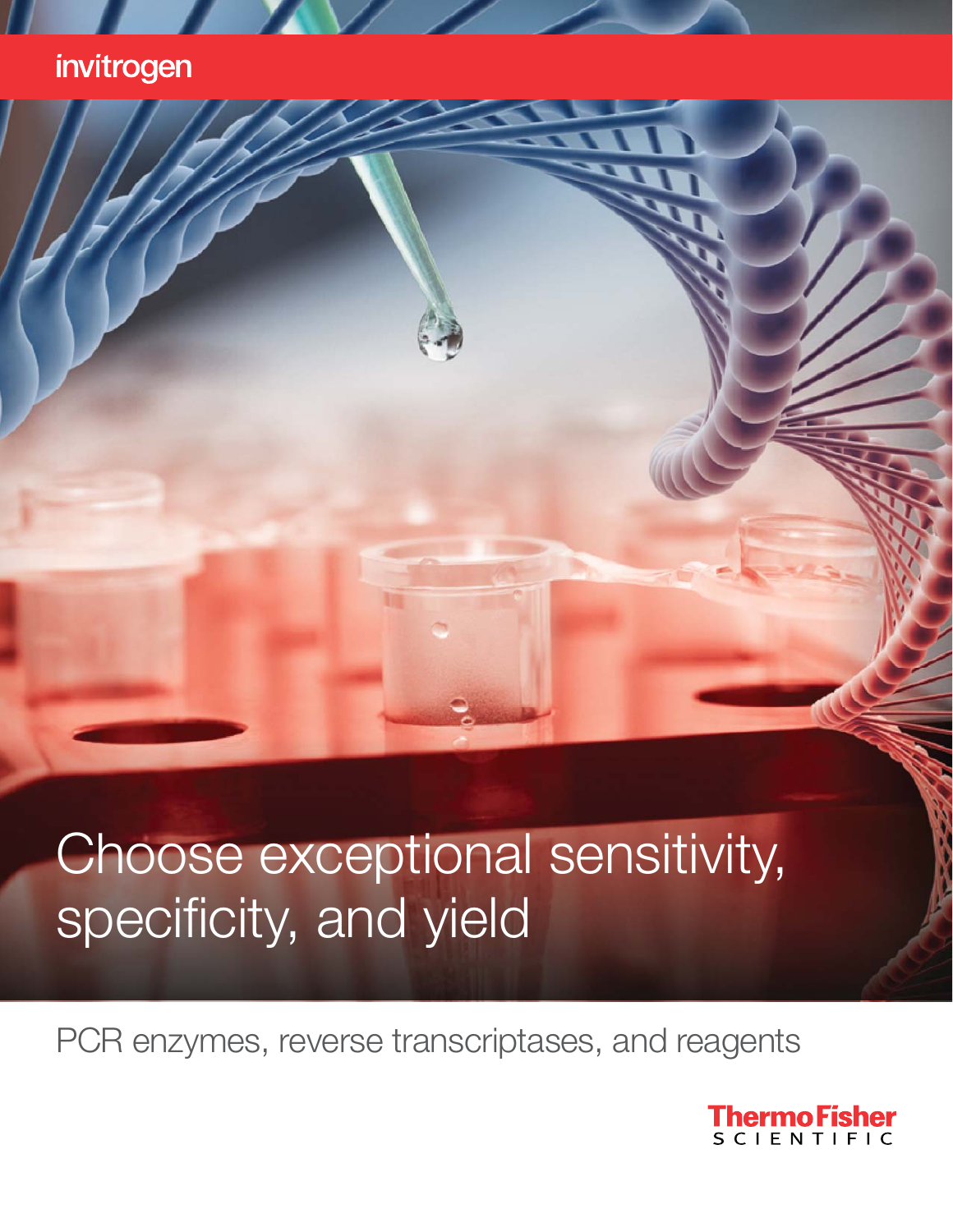invitrogen

# Choose exceptional sensitivity, specificity, and yield

## PCR enzymes, reverse transcriptases, and reagents

ThermoFisher SCIENTIFIC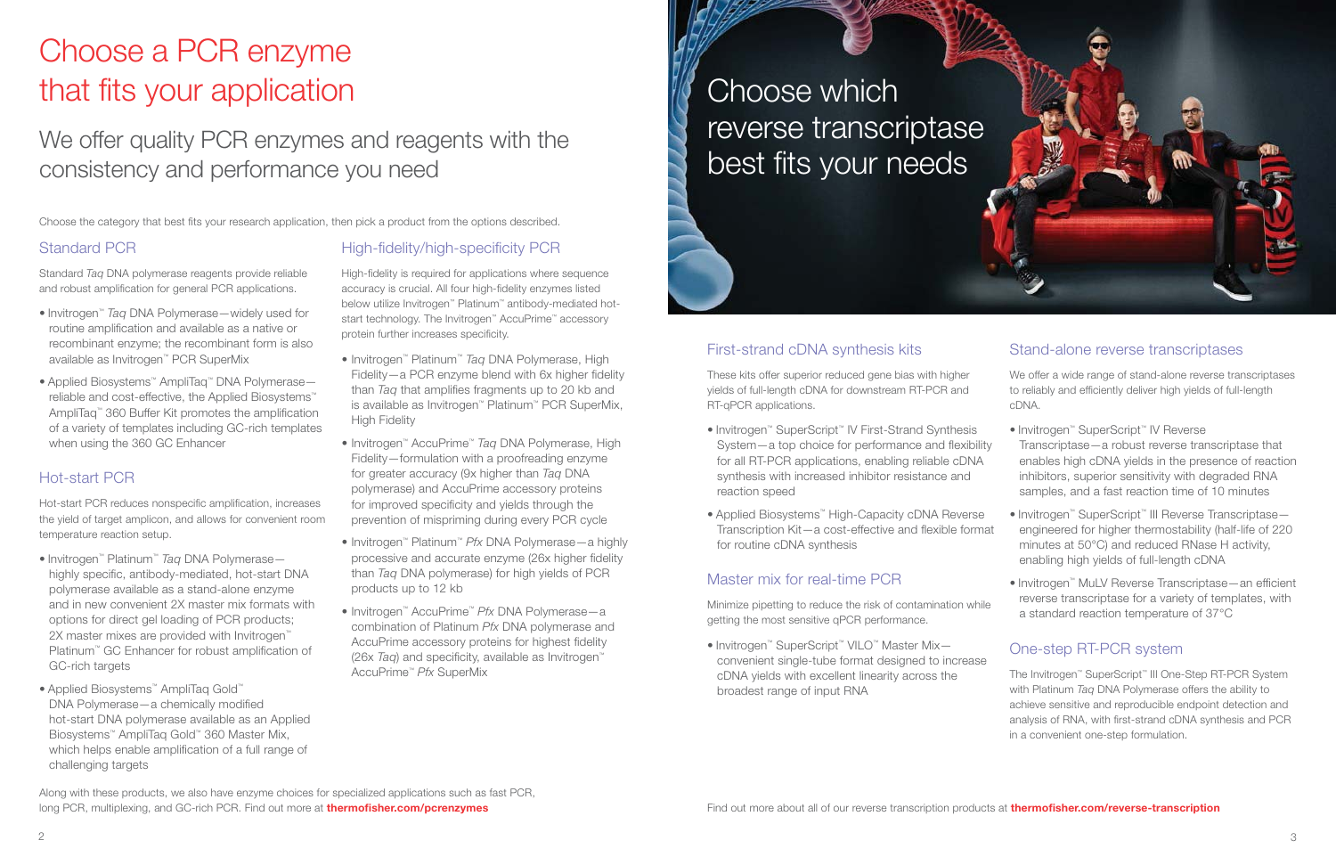# Choose a PCR enzyme that fits your application

## We offer quality PCR enzymes and reagents with the consistency and performance you need

Choose the category that best fits your research application, then pick a product from the options described.

### Standard PCR

Standard *Taq* DNA polymerase reagents provide reliable and robust amplification for general PCR applications.

- Invitrogen™ *Taq* DNA Polymerase—widely used for routine amplification and available as a native or recombinant enzyme; the recombinant form is also available as Invitrogen™ PCR SuperMix
- Applied Biosystems™ AmpliTaq™ DNA Polymerase—reliable and cost-effective, the Applied Biosystems™ AmpliTaq™ 360 Buffer Kit promotes the amplification of a variety of templates including GC-rich templates when using the 360 GC Enhancer

### Hot-start PCR

Hot-start PCR reduces nonspecific amplification, increases the yield of target amplicon, and allows for convenient room temperature reaction setup.

- Invitrogen™ Platinum™ *Taq* DNA Polymerase—highly specific, antibody-mediated, hot-start DNA polymerase available as a stand-alone enzyme and in new convenient 2X master mix formats with options for direct gel loading of PCR products; 2X master mixes are provided with Invitrogen™ Platinum™ GC Enhancer for robust amplification of GC-rich targets
- Applied Biosystems™ AmpliTaq Gold™ DNA Polymerase—a chemically modified hot-start DNA polymerase available as an Applied Biosystems™ AmpliTaq Gold™ 360 Master Mix, which helps enable amplification of a full range of challenging targets

### High-fidelity/high-specificity PCR

High-fidelity is required for applications where sequence accuracy is crucial. All four high-fidelity enzymes listed below utilize Invitrogen™ Platinum™ antibody-mediated hot-start technology. The Invitrogen™ AccuPrime™ accessory protein further increases specificity.

- Invitrogen™ Platinum™ *Taq* DNA Polymerase, High Fidelity—a PCR enzyme blend with 6x higher fidelity than *Taq* that amplifies fragments up to 20 kb and is available as Invitrogen™ Platinum™ PCR SuperMix, High Fidelity
- Invitrogen™ AccuPrime™ *Taq* DNA Polymerase, High Fidelity—formulation with a proofreading enzyme for greater accuracy (9x higher than *Taq* DNA polymerase) and AccuPrime accessory proteins for improved specificity and yields through the prevention of mispriming during every PCR cycle
- Invitrogen™ Platinum™ *Pfx* DNA Polymerase—a highly processive and accurate enzyme (26x higher fidelity than *Taq* DNA polymerase) for high yields of PCR products up to 12 kb
- Invitrogen™ AccuPrime™ *Pfx* DNA Polymerase—a combination of Platinum *Pfx* DNA polymerase and AccuPrime accessory proteins for highest fidelity (26x *Taq*) and specificity, available as Invitrogen™ AccuPrime™ *Pfx* SuperMix

Along with these products, we also have enzyme choices for specialized applications such as fast PCR, long PCR, multiplexing, and GC-rich PCR. Find out more at **thermofisher.com/pcrenzymes**

# Choose which reverse transcriptase best fits your needs

### First-strand cDNA synthesis kits

These kits offer superior reduced gene bias with higher yields of full-length cDNA for downstream RT-PCR and RT-qPCR applications.

- Invitrogen™ SuperScript™ IV First-Strand Synthesis System—a top choice for performance and flexibility for all RT-PCR applications, enabling reliable cDNA synthesis with increased inhibitor resistance and reaction speed
- Applied Biosystems™ High-Capacity cDNA Reverse Transcription Kit—a cost-effective and flexible format for routine cDNA synthesis

### Master mix for real-time PCR

Minimize pipetting to reduce the risk of contamination while getting the most sensitive qPCR performance.

- Invitrogen™ SuperScript™ VILO™ Master Mix—convenient single-tube format designed to increase cDNA yields with excellent linearity across the broadest range of input RNA

### Stand-alone reverse transcriptases

We offer a wide range of stand-alone reverse transcriptases to reliably and efficiently deliver high yields of full-length cDNA.

- Invitrogen™ SuperScript™ IV Reverse Transcriptase—a robust reverse transcriptase that enables high cDNA yields in the presence of reaction inhibitors, superior sensitivity with degraded RNA samples, and a fast reaction time of 10 minutes
- Invitrogen™ SuperScript™ III Reverse Transcriptase—engineered for higher thermostability (half-life of 220 minutes at 50°C) and reduced RNase H activity, enabling high yields of full-length cDNA
- Invitrogen™ MuLV Reverse Transcriptase—an efficient reverse transcriptase for a variety of templates, with a standard reaction temperature of 37°C

### One-step RT-PCR system

The Invitrogen™ SuperScript™ III One-Step RT-PCR System with Platinum *Taq* DNA Polymerase offers the ability to achieve sensitive and reproducible endpoint detection and analysis of RNA, with first-strand cDNA synthesis and PCR in a convenient one-step formulation.

Find out more about all of our reverse transcription products at **thermofisher.com/reverse-transcription**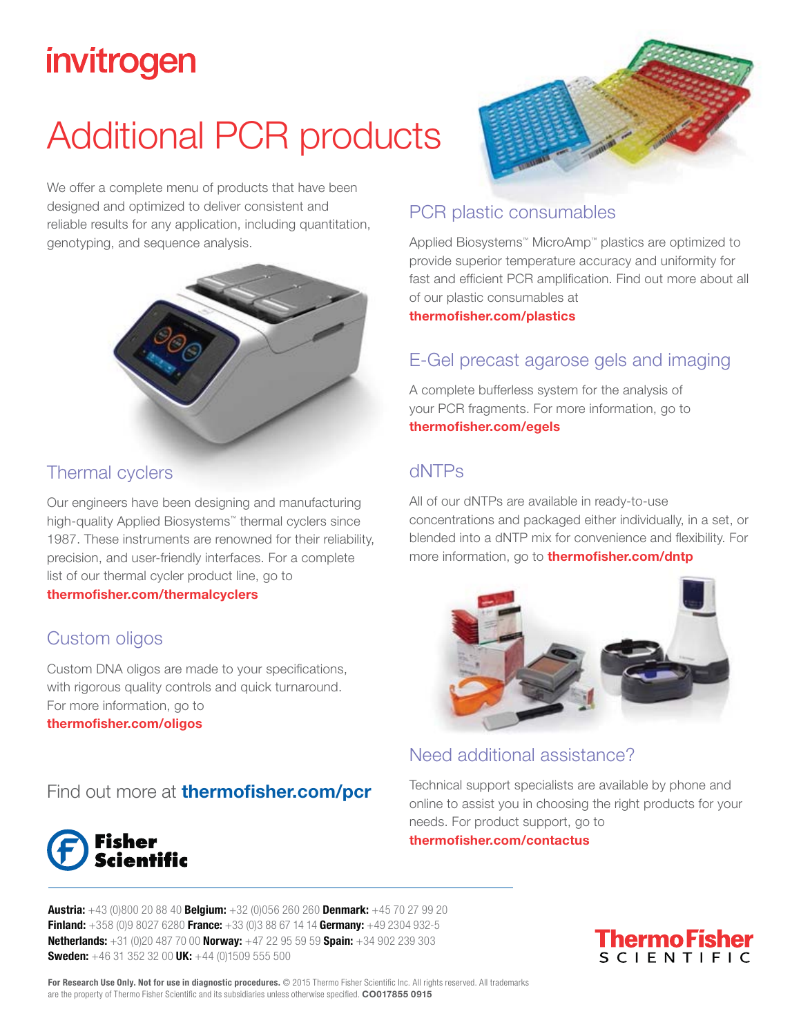invitrogen

# Additional PCR products

We offer a complete menu of products that have been designed and optimized to deliver consistent and reliable results for any application, including quantitation, genotyping, and sequence analysis.

## Thermal cyclers

Our engineers have been designing and manufacturing high-quality Applied Biosystems™ thermal cyclers since 1987. These instruments are renowned for their reliability, precision, and user-friendly interfaces. For a complete list of our thermal cycler product line, go to **thermofisher.com/thermalcyclers**

## Custom oligos

Custom DNA oligos are made to your specifications, with rigorous quality controls and quick turnaround. For more information, go to **thermofisher.com/oligos**

## PCR plastic consumables

Applied Biosystems™ MicroAmp™ plastics are optimized to provide superior temperature accuracy and uniformity for fast and efficient PCR amplification. Find out more about all of our plastic consumables at **thermofisher.com/plastics**

## E-Gel precast agarose gels and imaging

A complete bufferless system for the analysis of your PCR fragments. For more information, go to **thermofisher.com/egels**

## dNTPs

All of our dNTPs are available in ready-to-use concentrations and packaged either individually, in a set, or blended into a dNTP mix for convenience and flexibility. For more information, go to **thermofisher.com/dntp**

## Need additional assistance?

Technical support specialists are available by phone and online to assist you in choosing the right products for your needs. For product support, go to **thermofisher.com/contactus**

Find out more at **thermofisher.com/pcr**

Fisher Scientific

**Austria:** +43 (0)800 20 88 40 **Belgium:** +32 (0)056 260 260 **Denmark:** +45 70 27 99 20
**Finland:** +358 (0)9 8027 6280 **France:** +33 (0)3 88 67 14 14 **Germany:** +49 2304 932-5
**Netherlands:** +31 (0)20 487 70 00 **Norway:** +47 22 95 59 59 **Spain:** +34 902 239 303
**Sweden:** +46 31 352 32 00 **UK:** +44 (0)1509 555 500

ThermoFisher SCIENTIFIC

**For Research Use Only. Not for use in diagnostic procedures.** © 2015 Thermo Fisher Scientific Inc. All rights reserved. All trademarks are the property of Thermo Fisher Scientific and its subsidiaries unless otherwise specified. **CO017855 0915**